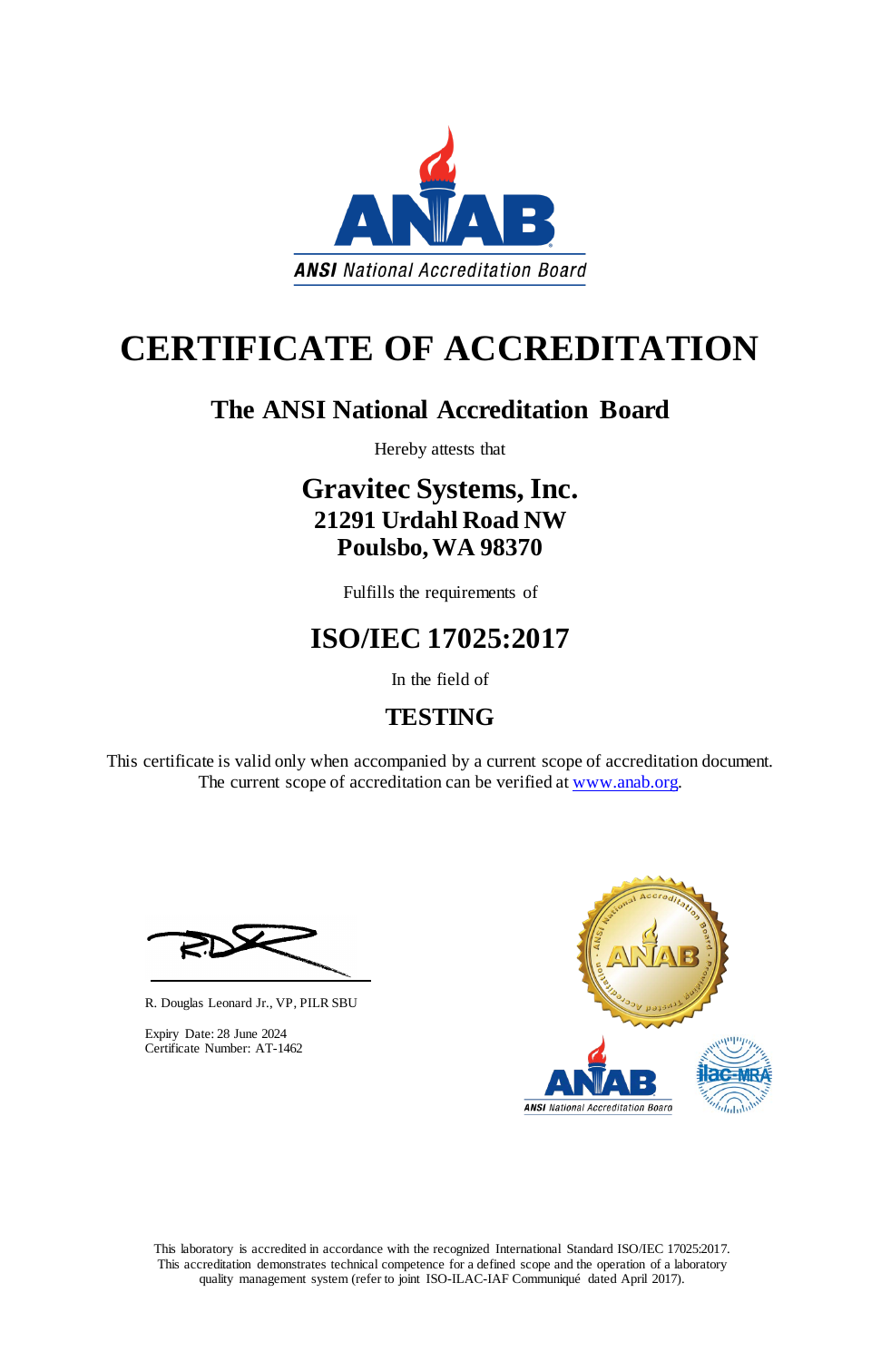ANSI National Accreditation Board

# CERTIFICATE OF ACCREDITATION

## The ANSI National Accreditation Board

Hereby attests that

## Gravitec Systems, Inc.
### 21291 Urdahl Road NW
### Poulsbo, WA 98370

Fulfills the requirements of

## ISO/IEC 17025:2017

In the field of

## TESTING

This certificate is valid only when accompanied by a current scope of accreditation document. The current scope of accreditation can be verified at www.anab.org.

R. Douglas Leonard Jr., VP, PILR SBU

Expiry Date: 28 June 2024
Certificate Number: AT-1462

This laboratory is accredited in accordance with the recognized International Standard ISO/IEC 17025:2017. This accreditation demonstrates technical competence for a defined scope and the operation of a laboratory quality management system (refer to joint ISO-ILAC-IAF Communiqué dated April 2017).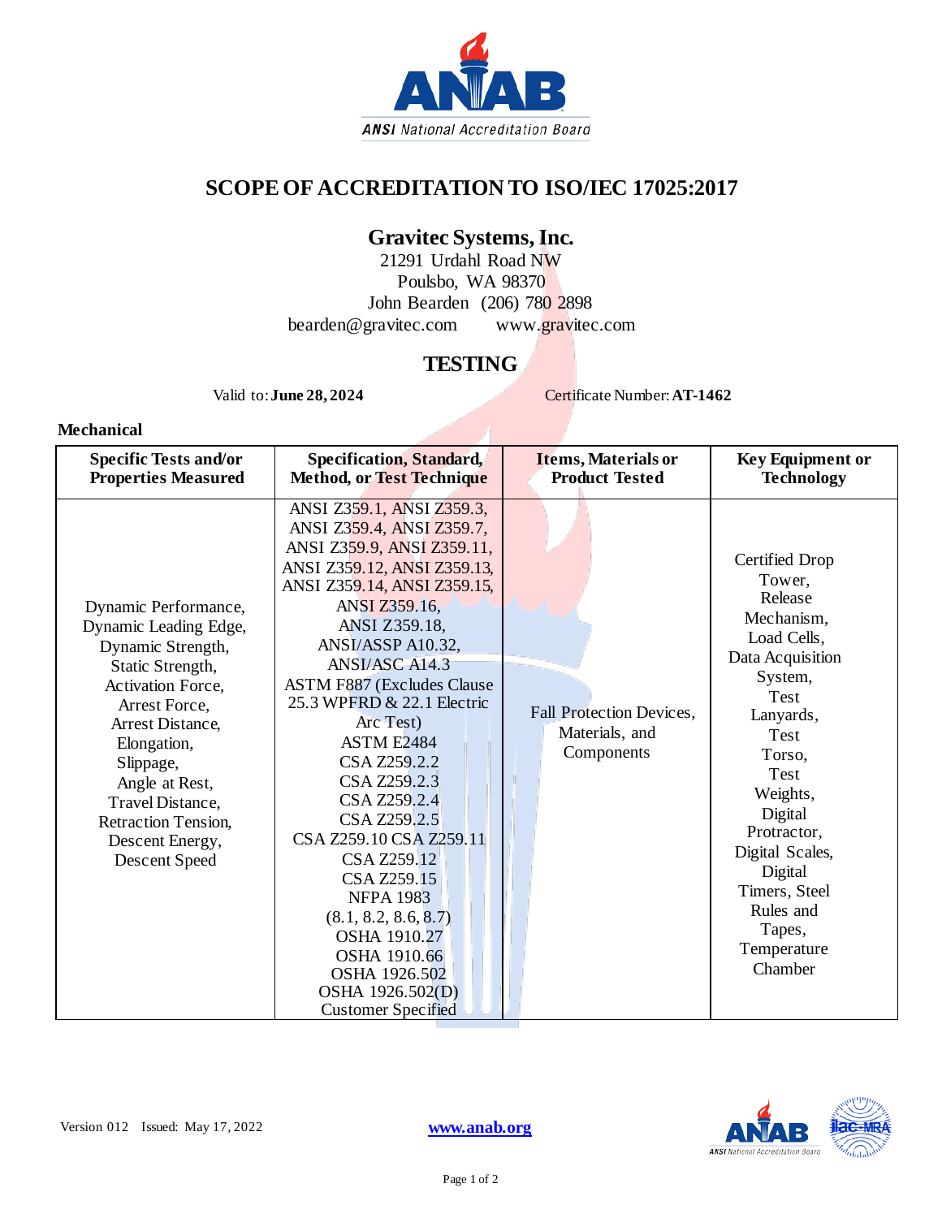# SCOPE OF ACCREDITATION TO ISO/IEC 17025:2017

## Gravitec Systems, Inc.

21291 Urdahl Road NW
Poulsbo, WA 98370
John Bearden (206) 780 2898
bearden@gravitec.com www.gravitec.com

## TESTING

Valid to: **June 28, 2024** Certificate Number: **AT-1462**

**Mechanical**

| Specific Tests and/or Properties Measured | Specification, Standard, Method, or Test Technique | Items, Materials or Product Tested | Key Equipment or Technology |
|---|---|---|---|
| Dynamic Performance, Dynamic Leading Edge, Dynamic Strength, Static Strength, Activation Force, Arrest Force, Arrest Distance, Elongation, Slippage, Angle at Rest, Travel Distance, Retraction Tension, Descent Energy, Descent Speed | ANSI Z359.1, ANSI Z359.3, ANSI Z359.4, ANSI Z359.7, ANSI Z359.9, ANSI Z359.11, ANSI Z359.12, ANSI Z359.13, ANSI Z359.14, ANSI Z359.15, ANSI Z359.16, ANSI Z359.18, ANSI/ASSP A10.32, ANSI/ASC A14.3 ASTM F887 (Excludes Clause 25.3 WPFRD & 22.1 Electric Arc Test) ASTM E2484 CSA Z259.2.2 CSA Z259.2.3 CSA Z259.2.4 CSA Z259.2.5 CSA Z259.10 CSA Z259.11 CSA Z259.12 CSA Z259.15 NFPA 1983 (8.1, 8.2, 8.6, 8.7) OSHA 1910.27 OSHA 1910.66 OSHA 1926.502 OSHA 1926.502(D) Customer Specified | Fall Protection Devices, Materials, and Components | Certified Drop Tower, Release Mechanism, Load Cells, Data Acquisition System, Test Lanyards, Test Torso, Test Weights, Digital Protractor, Digital Scales, Digital Timers, Steel Rules and Tapes, Temperature Chamber |

Version 012 Issued: May 17, 2022

www.anab.org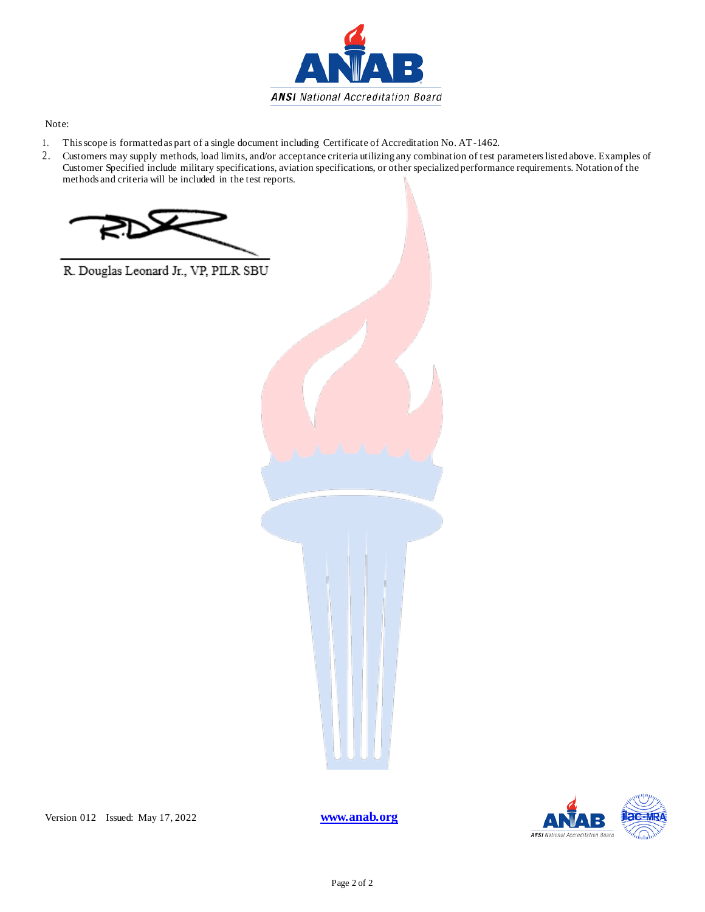Note:

1. This scope is formatted as part of a single document including Certificate of Accreditation No. AT-1462.
2. Customers may supply methods, load limits, and/or acceptance criteria utilizing any combination of test parameters listed above. Examples of Customer Specified include military specifications, aviation specifications, or other specialized performance requirements. Notation of the methods and criteria will be included in the test reports.

R. Douglas Leonard Jr., VP, PILR SBU

Version 012 Issued: May 17, 2022

www.anab.org